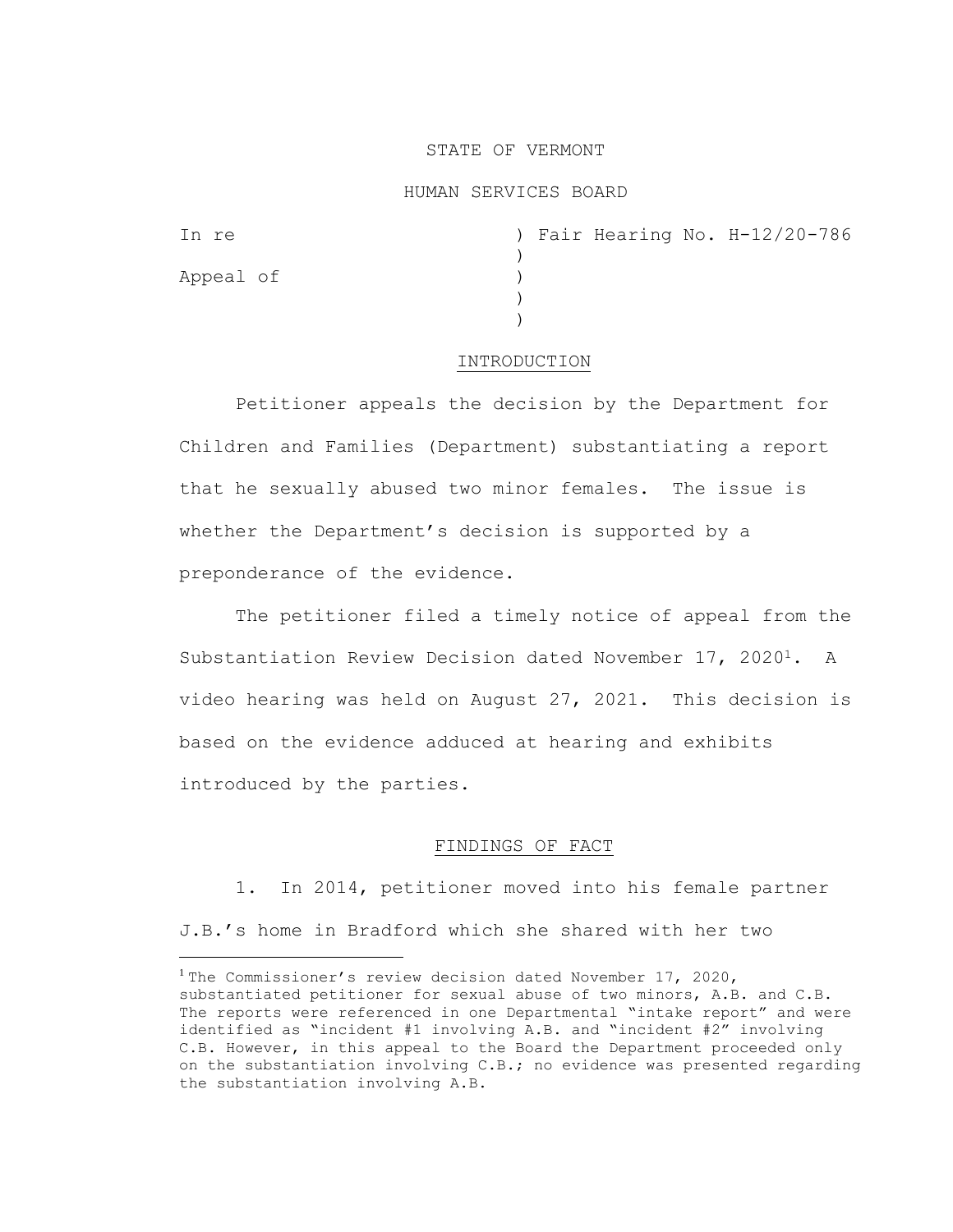STATE OF VERMONT

HUMAN SERVICES BOARD

In re ) Fair Hearing No. H-12/20-786
)
Appeal of )
)
)

## INTRODUCTION

Petitioner appeals the decision by the Department for Children and Families (Department) substantiating a report that he sexually abused two minor females. The issue is whether the Department's decision is supported by a preponderance of the evidence.

The petitioner filed a timely notice of appeal from the Substantiation Review Decision dated November 17, 2020[1]. A video hearing was held on August 27, 2021. This decision is based on the evidence adduced at hearing and exhibits introduced by the parties.

## FINDINGS OF FACT

1. In 2014, petitioner moved into his female partner J.B.'s home in Bradford which she shared with her two

[1] The Commissioner's review decision dated November 17, 2020, substantiated petitioner for sexual abuse of two minors, A.B. and C.B. The reports were referenced in one Departmental "intake report" and were identified as "incident #1 involving A.B. and "incident #2" involving C.B. However, in this appeal to the Board the Department proceeded only on the substantiation involving C.B.; no evidence was presented regarding the substantiation involving A.B.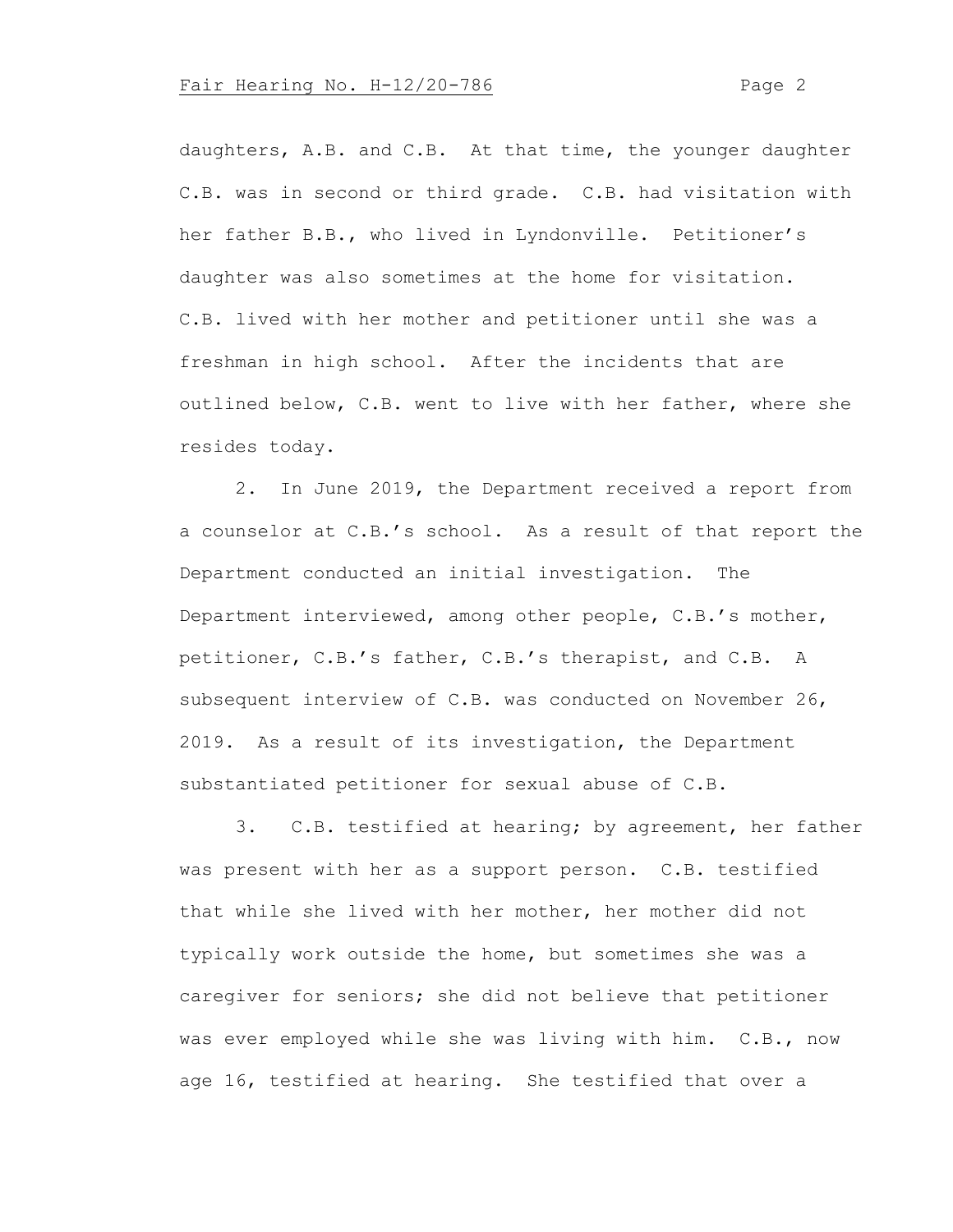daughters, A.B. and C.B. At that time, the younger daughter C.B. was in second or third grade. C.B. had visitation with her father B.B., who lived in Lyndonville. Petitioner's daughter was also sometimes at the home for visitation. C.B. lived with her mother and petitioner until she was a freshman in high school. After the incidents that are outlined below, C.B. went to live with her father, where she resides today.

2. In June 2019, the Department received a report from a counselor at C.B.'s school. As a result of that report the Department conducted an initial investigation. The Department interviewed, among other people, C.B.'s mother, petitioner, C.B.'s father, C.B.'s therapist, and C.B. A subsequent interview of C.B. was conducted on November 26, 2019. As a result of its investigation, the Department substantiated petitioner for sexual abuse of C.B.

3. C.B. testified at hearing; by agreement, her father was present with her as a support person. C.B. testified that while she lived with her mother, her mother did not typically work outside the home, but sometimes she was a caregiver for seniors; she did not believe that petitioner was ever employed while she was living with him. C.B., now age 16, testified at hearing. She testified that over a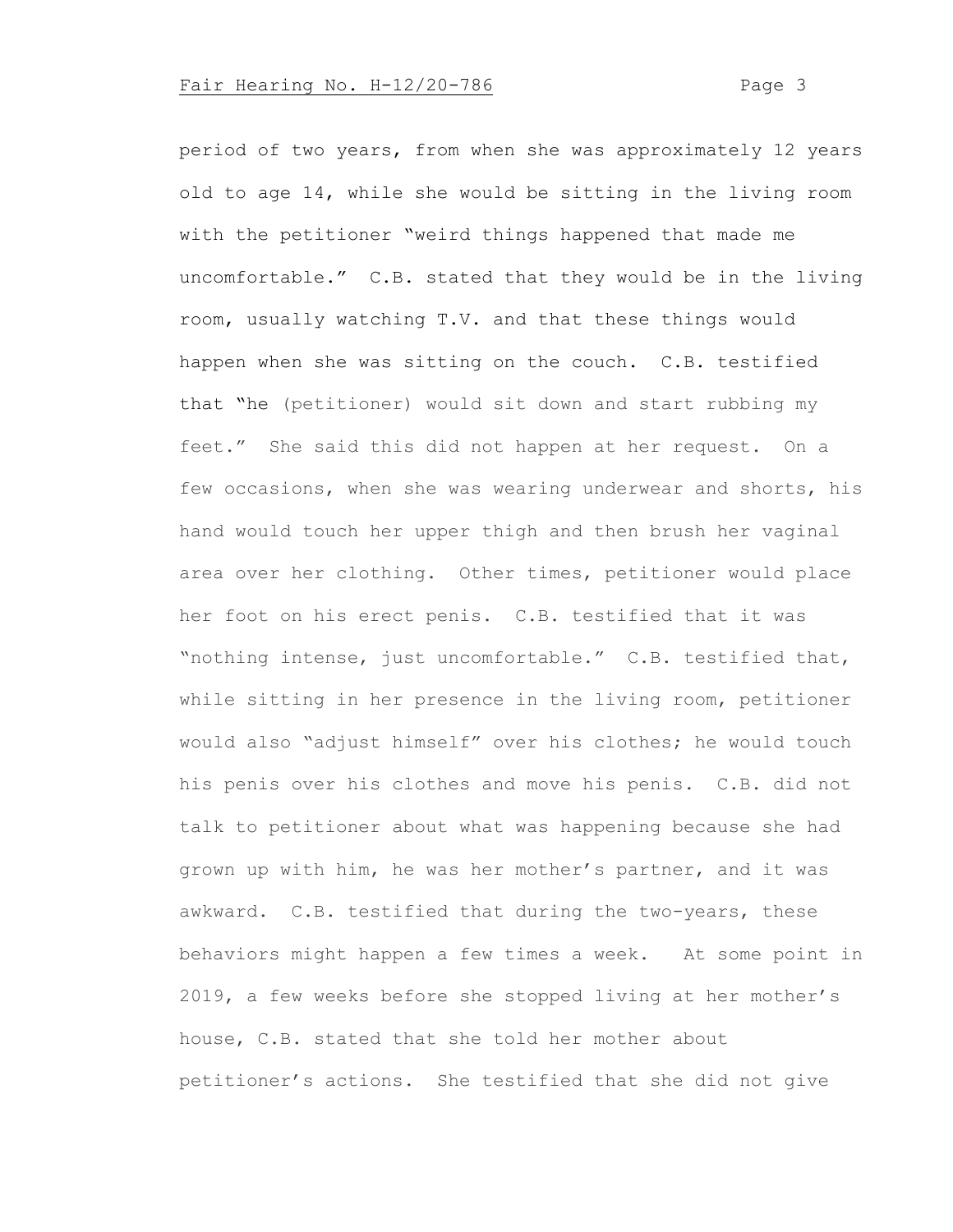period of two years, from when she was approximately 12 years old to age 14, while she would be sitting in the living room with the petitioner "weird things happened that made me uncomfortable." C.B. stated that they would be in the living room, usually watching T.V. and that these things would happen when she was sitting on the couch. C.B. testified that "he (petitioner) would sit down and start rubbing my feet." She said this did not happen at her request. On a few occasions, when she was wearing underwear and shorts, his hand would touch her upper thigh and then brush her vaginal area over her clothing. Other times, petitioner would place her foot on his erect penis. C.B. testified that it was "nothing intense, just uncomfortable." C.B. testified that, while sitting in her presence in the living room, petitioner would also "adjust himself" over his clothes; he would touch his penis over his clothes and move his penis. C.B. did not talk to petitioner about what was happening because she had grown up with him, he was her mother's partner, and it was awkward. C.B. testified that during the two-years, these behaviors might happen a few times a week. At some point in 2019, a few weeks before she stopped living at her mother's house, C.B. stated that she told her mother about petitioner's actions. She testified that she did not give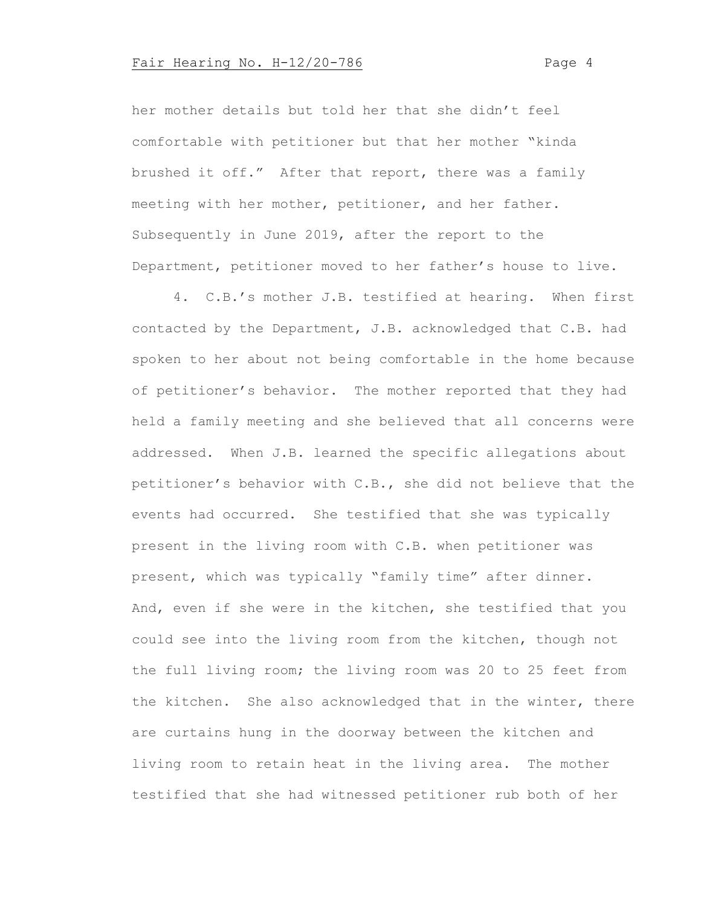her mother details but told her that she didn't feel comfortable with petitioner but that her mother "kinda brushed it off." After that report, there was a family meeting with her mother, petitioner, and her father. Subsequently in June 2019, after the report to the Department, petitioner moved to her father's house to live.

4. C.B.'s mother J.B. testified at hearing. When first contacted by the Department, J.B. acknowledged that C.B. had spoken to her about not being comfortable in the home because of petitioner's behavior. The mother reported that they had held a family meeting and she believed that all concerns were addressed. When J.B. learned the specific allegations about petitioner's behavior with C.B., she did not believe that the events had occurred. She testified that she was typically present in the living room with C.B. when petitioner was present, which was typically "family time" after dinner. And, even if she were in the kitchen, she testified that you could see into the living room from the kitchen, though not the full living room; the living room was 20 to 25 feet from the kitchen. She also acknowledged that in the winter, there are curtains hung in the doorway between the kitchen and living room to retain heat in the living area. The mother testified that she had witnessed petitioner rub both of her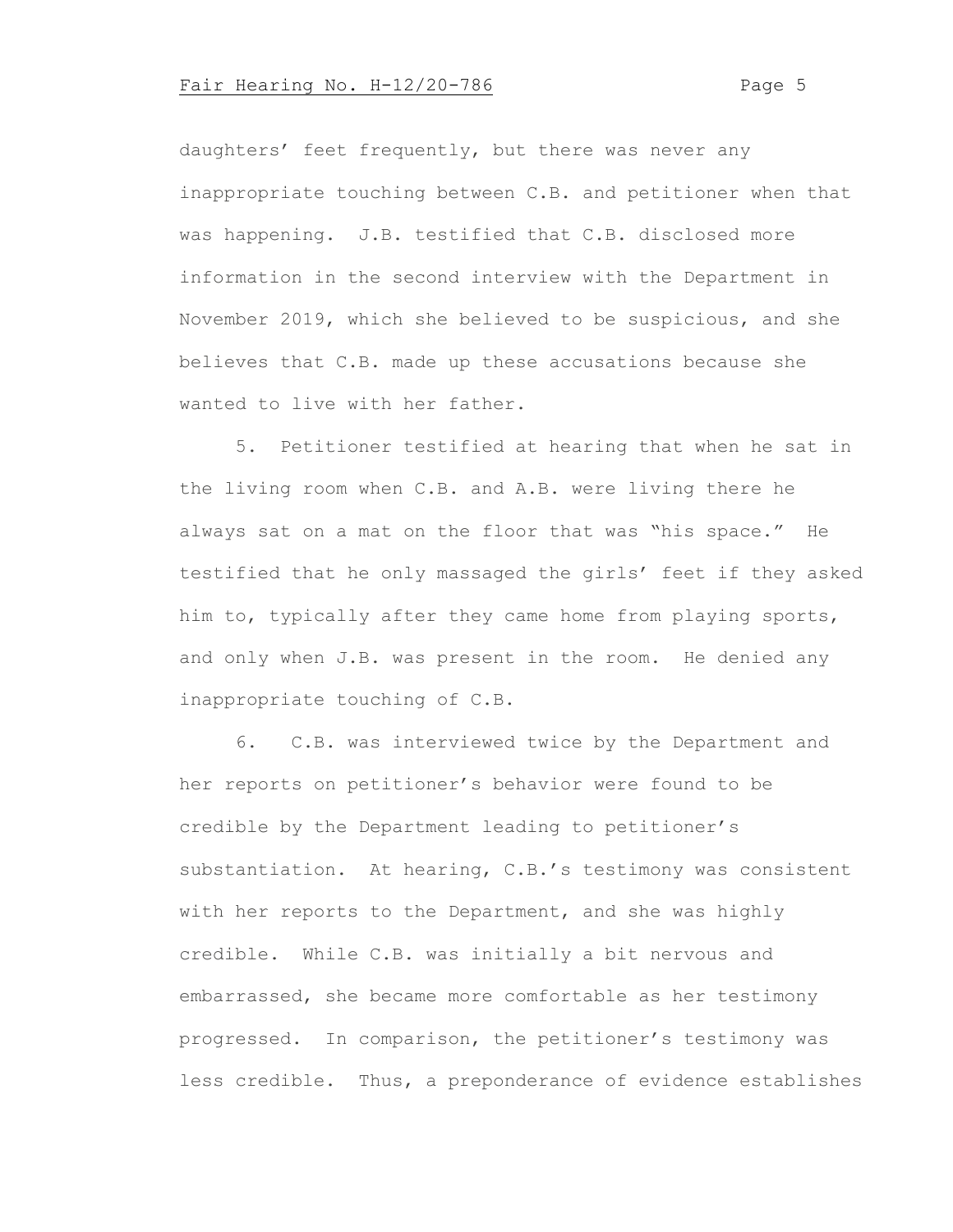daughters' feet frequently, but there was never any inappropriate touching between C.B. and petitioner when that was happening. J.B. testified that C.B. disclosed more information in the second interview with the Department in November 2019, which she believed to be suspicious, and she believes that C.B. made up these accusations because she wanted to live with her father.

5. Petitioner testified at hearing that when he sat in the living room when C.B. and A.B. were living there he always sat on a mat on the floor that was "his space." He testified that he only massaged the girls' feet if they asked him to, typically after they came home from playing sports, and only when J.B. was present in the room. He denied any inappropriate touching of C.B.

6. C.B. was interviewed twice by the Department and her reports on petitioner's behavior were found to be credible by the Department leading to petitioner's substantiation. At hearing, C.B.'s testimony was consistent with her reports to the Department, and she was highly credible. While C.B. was initially a bit nervous and embarrassed, she became more comfortable as her testimony progressed. In comparison, the petitioner's testimony was less credible. Thus, a preponderance of evidence establishes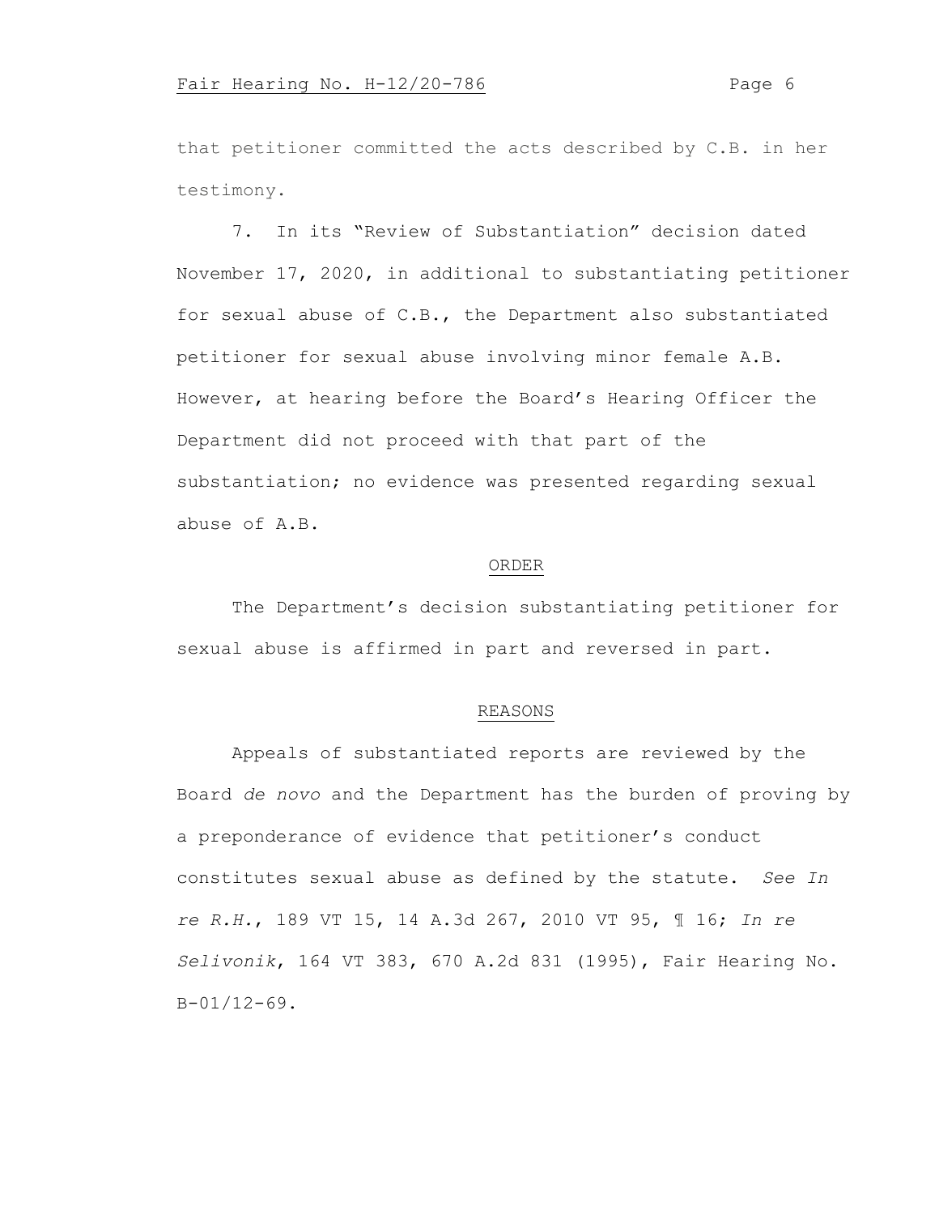that petitioner committed the acts described by C.B. in her testimony.

7. In its "Review of Substantiation" decision dated November 17, 2020, in additional to substantiating petitioner for sexual abuse of C.B., the Department also substantiated petitioner for sexual abuse involving minor female A.B. However, at hearing before the Board's Hearing Officer the Department did not proceed with that part of the substantiation; no evidence was presented regarding sexual abuse of A.B.

## ORDER

The Department's decision substantiating petitioner for sexual abuse is affirmed in part and reversed in part.

## REASONS

Appeals of substantiated reports are reviewed by the Board *de novo* and the Department has the burden of proving by a preponderance of evidence that petitioner's conduct constitutes sexual abuse as defined by the statute. *See In re R.H.*, 189 VT 15, 14 A.3d 267, 2010 VT 95, ¶ 16; *In re Selivonik*, 164 VT 383, 670 A.2d 831 (1995), Fair Hearing No. B-01/12-69.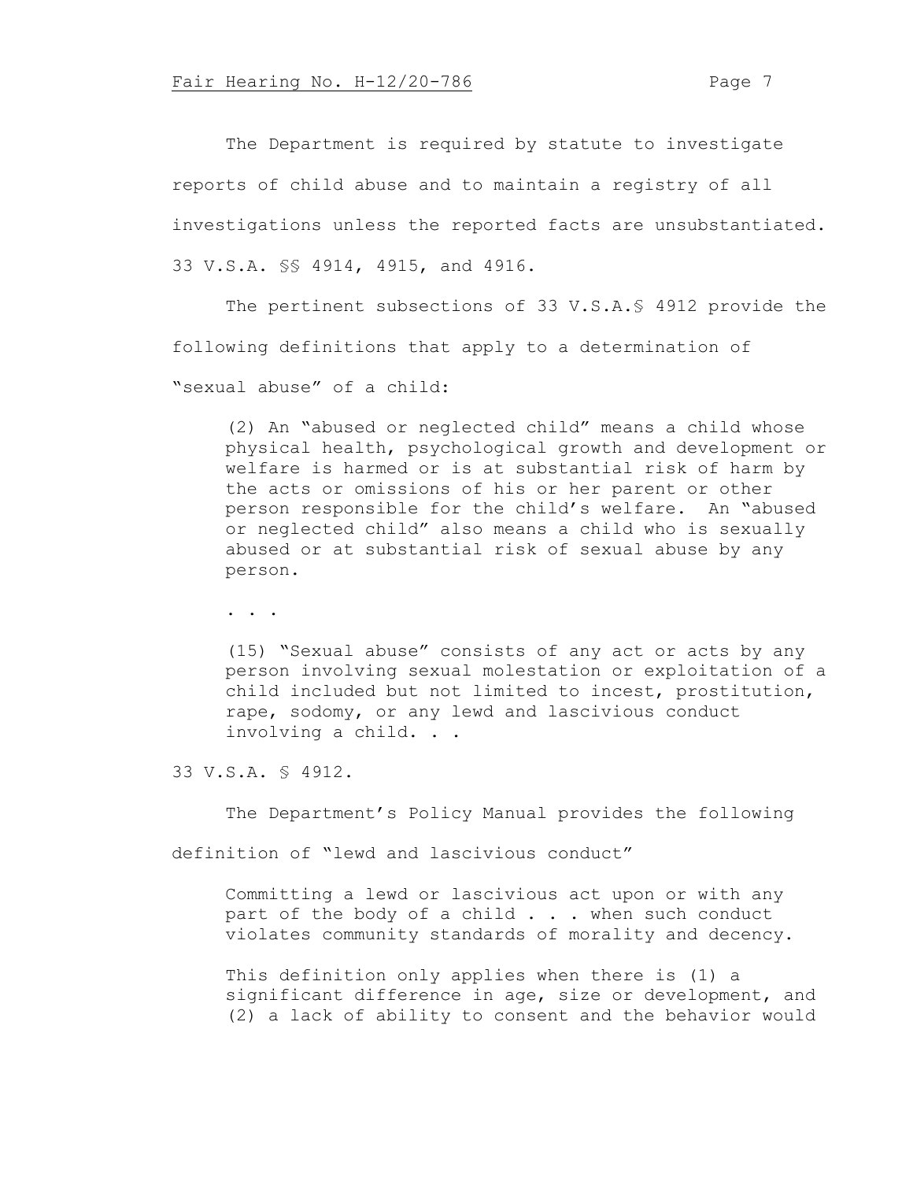The Department is required by statute to investigate reports of child abuse and to maintain a registry of all investigations unless the reported facts are unsubstantiated. 33 V.S.A. §§ 4914, 4915, and 4916.

The pertinent subsections of 33 V.S.A.§ 4912 provide the following definitions that apply to a determination of "sexual abuse" of a child:

> (2) An "abused or neglected child" means a child whose physical health, psychological growth and development or welfare is harmed or is at substantial risk of harm by the acts or omissions of his or her parent or other person responsible for the child's welfare. An "abused or neglected child" also means a child who is sexually abused or at substantial risk of sexual abuse by any person.
>
> . . .
>
> (15) "Sexual abuse" consists of any act or acts by any person involving sexual molestation or exploitation of a child included but not limited to incest, prostitution, rape, sodomy, or any lewd and lascivious conduct involving a child. . .

33 V.S.A. § 4912.

The Department's Policy Manual provides the following definition of "lewd and lascivious conduct"

> Committing a lewd or lascivious act upon or with any part of the body of a child . . . . when such conduct violates community standards of morality and decency.
>
> This definition only applies when there is (1) a significant difference in age, size or development, and (2) a lack of ability to consent and the behavior would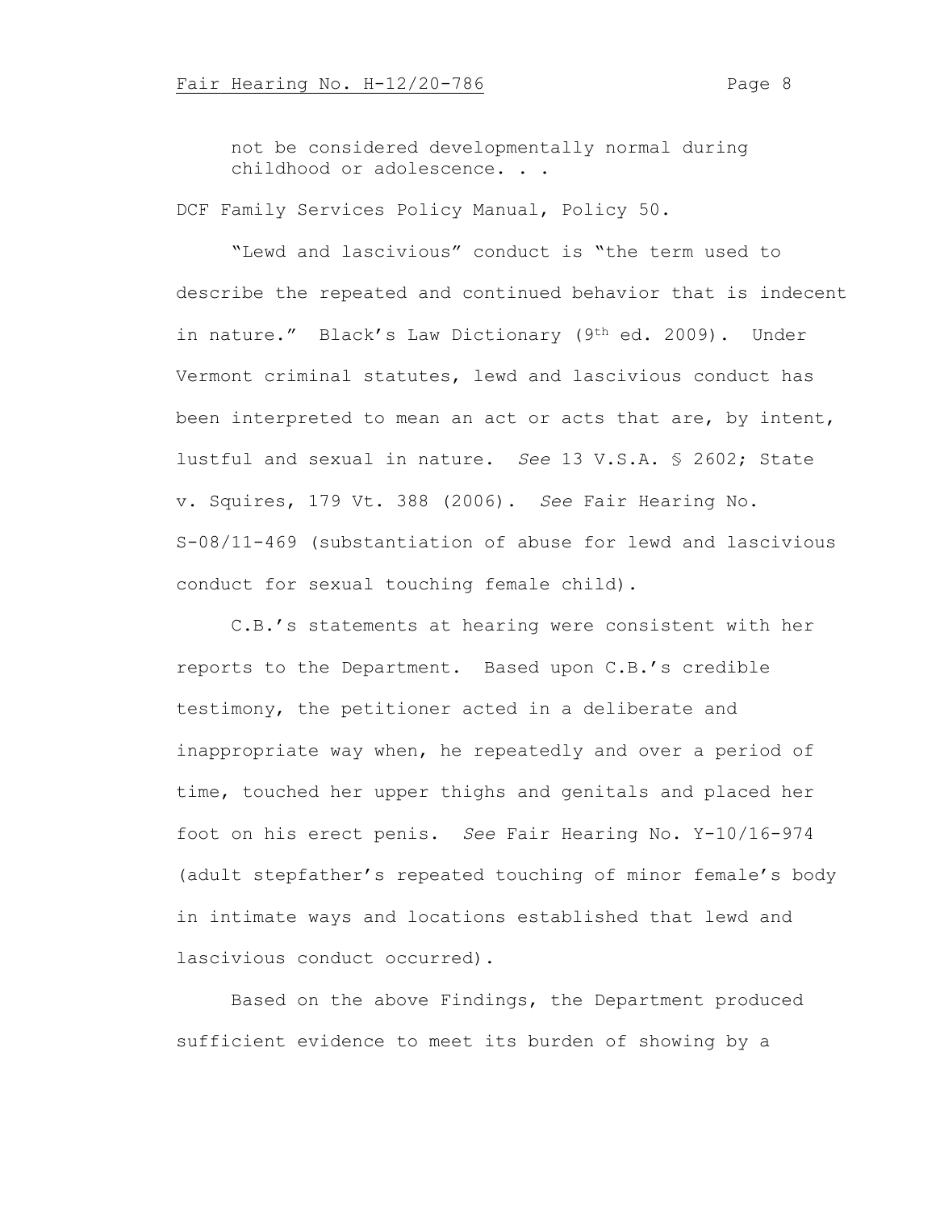> not be considered developmentally normal during childhood or adolescence. . .

DCF Family Services Policy Manual, Policy 50.

"Lewd and lascivious" conduct is "the term used to describe the repeated and continued behavior that is indecent in nature." Black's Law Dictionary (9th ed. 2009). Under Vermont criminal statutes, lewd and lascivious conduct has been interpreted to mean an act or acts that are, by intent, lustful and sexual in nature. *See* 13 V.S.A. § 2602; State v. Squires, 179 Vt. 388 (2006). *See* Fair Hearing No. S-08/11-469 (substantiation of abuse for lewd and lascivious conduct for sexual touching female child).

C.B.'s statements at hearing were consistent with her reports to the Department. Based upon C.B.'s credible testimony, the petitioner acted in a deliberate and inappropriate way when, he repeatedly and over a period of time, touched her upper thighs and genitals and placed her foot on his erect penis. *See* Fair Hearing No. Y-10/16-974 (adult stepfather's repeated touching of minor female's body in intimate ways and locations established that lewd and lascivious conduct occurred).

Based on the above Findings, the Department produced sufficient evidence to meet its burden of showing by a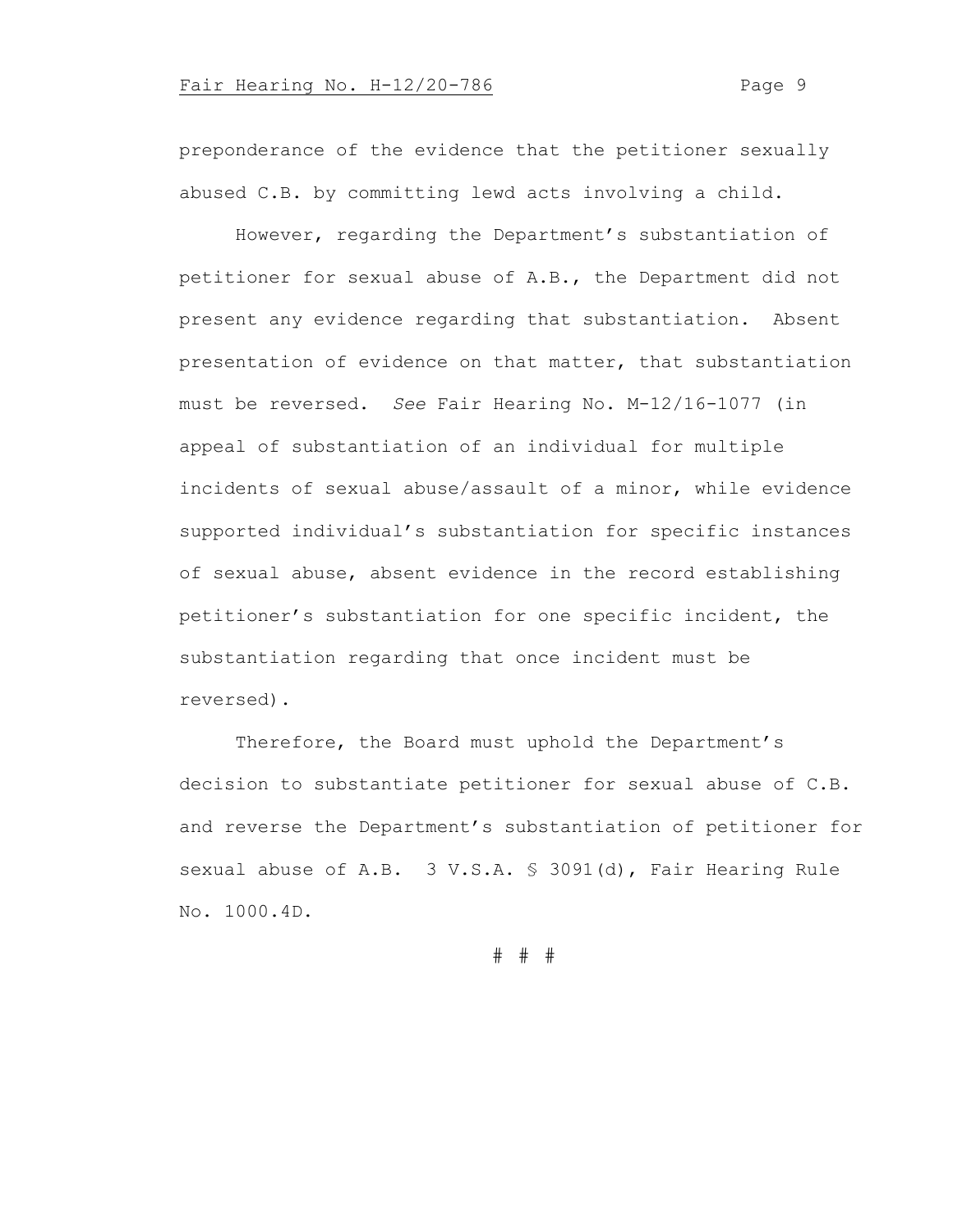preponderance of the evidence that the petitioner sexually abused C.B. by committing lewd acts involving a child.

However, regarding the Department's substantiation of petitioner for sexual abuse of A.B., the Department did not present any evidence regarding that substantiation. Absent presentation of evidence on that matter, that substantiation must be reversed. *See* Fair Hearing No. M-12/16-1077 (in appeal of substantiation of an individual for multiple incidents of sexual abuse/assault of a minor, while evidence supported individual's substantiation for specific instances of sexual abuse, absent evidence in the record establishing petitioner's substantiation for one specific incident, the substantiation regarding that once incident must be reversed).

Therefore, the Board must uphold the Department's decision to substantiate petitioner for sexual abuse of C.B. and reverse the Department's substantiation of petitioner for sexual abuse of A.B. 3 V.S.A. § 3091(d), Fair Hearing Rule No. 1000.4D.

# # #